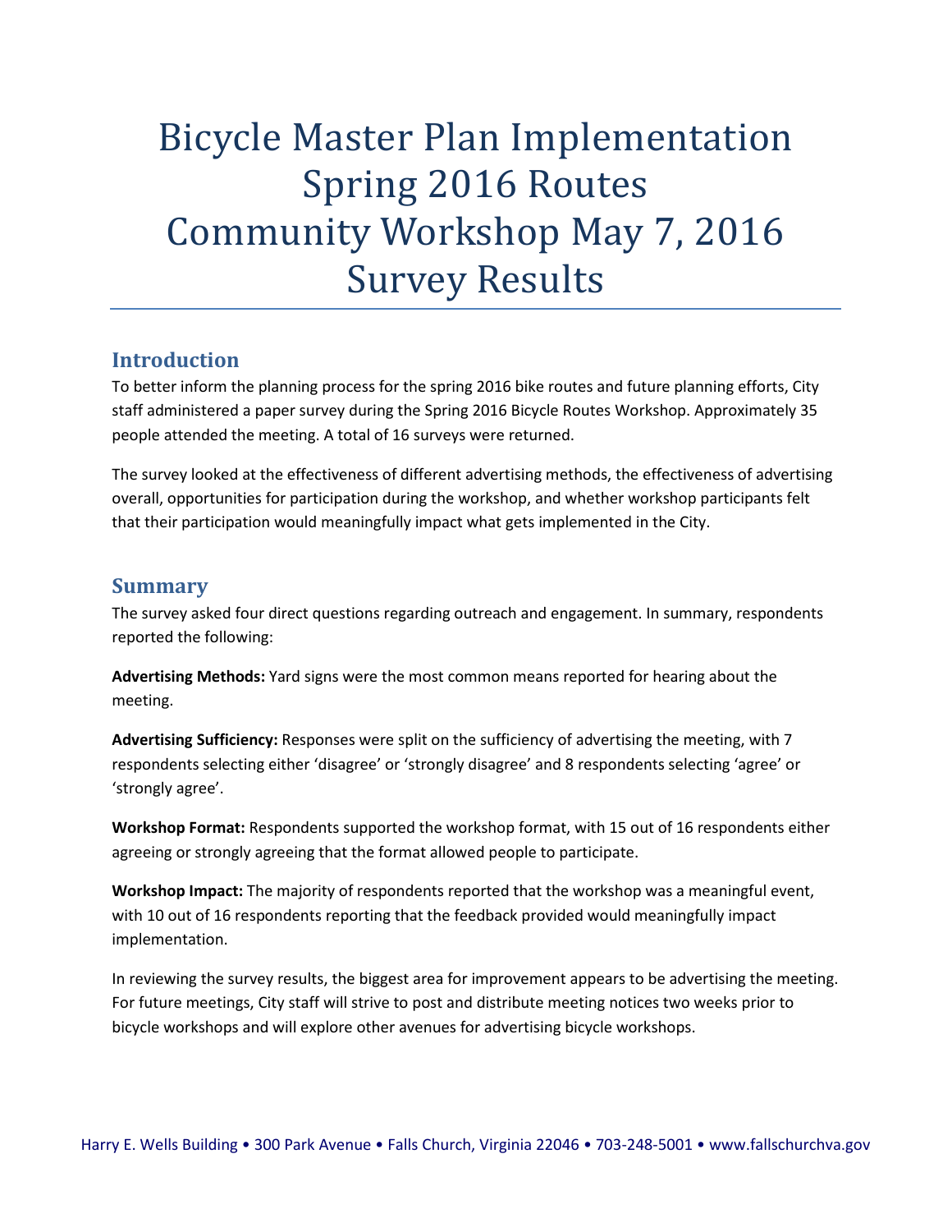# Bicycle Master Plan Implementation Spring 2016 Routes Community Workshop May 7, 2016 Survey Results

## Introduction

To better inform the planning process for the spring 2016 bike routes and future planning efforts, City staff administered a paper survey during the Spring 2016 Bicycle Routes Workshop. Approximately 35 people attended the meeting. A total of 16 surveys were returned.

The survey looked at the effectiveness of different advertising methods, the effectiveness of advertising overall, opportunities for participation during the workshop, and whether workshop participants felt that their participation would meaningfully impact what gets implemented in the City.

## Summary

The survey asked four direct questions regarding outreach and engagement. In summary, respondents reported the following:

**Advertising Methods:** Yard signs were the most common means reported for hearing about the meeting.

**Advertising Sufficiency:** Responses were split on the sufficiency of advertising the meeting, with 7 respondents selecting either 'disagree' or 'strongly disagree' and 8 respondents selecting 'agree' or 'strongly agree'.

**Workshop Format:** Respondents supported the workshop format, with 15 out of 16 respondents either agreeing or strongly agreeing that the format allowed people to participate.

**Workshop Impact:** The majority of respondents reported that the workshop was a meaningful event, with 10 out of 16 respondents reporting that the feedback provided would meaningfully impact implementation.

In reviewing the survey results, the biggest area for improvement appears to be advertising the meeting. For future meetings, City staff will strive to post and distribute meeting notices two weeks prior to bicycle workshops and will explore other avenues for advertising bicycle workshops.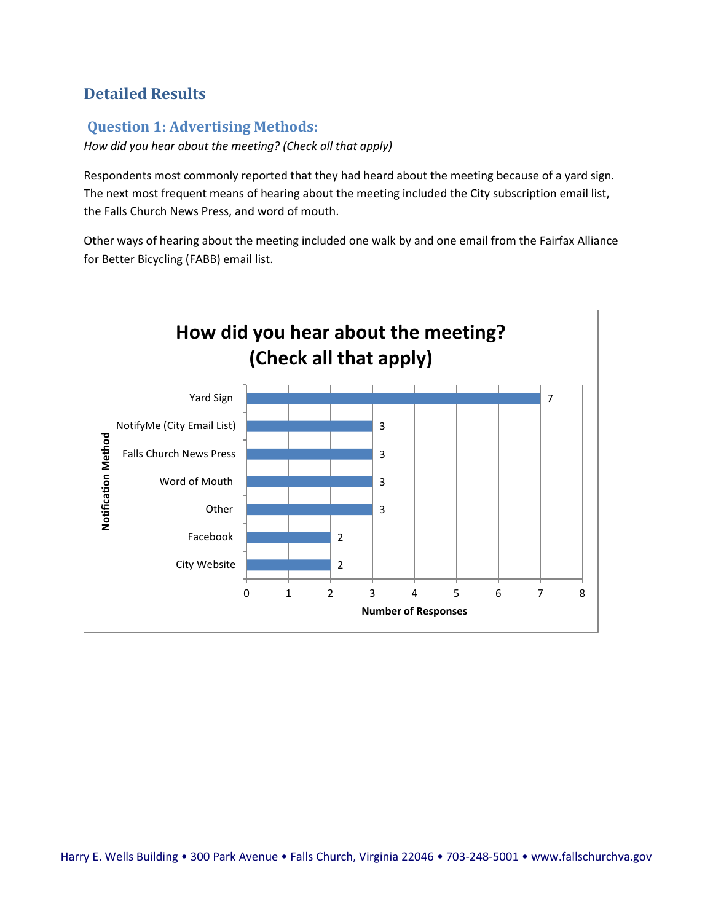## Detailed Results

### Question 1: Advertising Methods:

*How did you hear about the meeting? (Check all that apply)*

Respondents most commonly reported that they had heard about the meeting because of a yard sign. The next most frequent means of hearing about the meeting included the City subscription email list, the Falls Church News Press, and word of mouth.

Other ways of hearing about the meeting included one walk by and one email from the Fairfax Alliance for Better Bicycling (FABB) email list.

**How did you hear about the meeting? (Check all that apply)**

| Notification Method | Number of Responses |
|---|---|
| Yard Sign | 7 |
| NotifyMe (City Email List) | 3 |
| Falls Church News Press | 3 |
| Word of Mouth | 3 |
| Other | 3 |
| Facebook | 2 |
| City Website | 2 |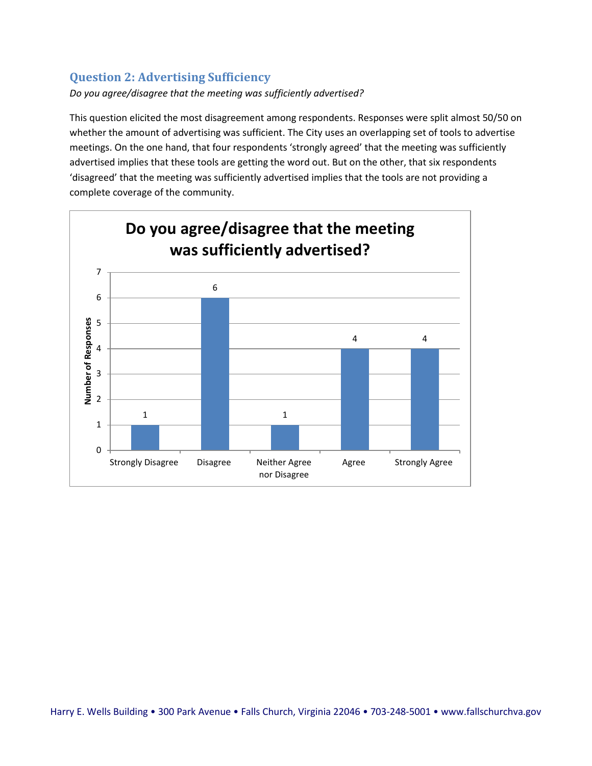## Question 2: Advertising Sufficiency

*Do you agree/disagree that the meeting was sufficiently advertised?*

This question elicited the most disagreement among respondents. Responses were split almost 50/50 on whether the amount of advertising was sufficient. The City uses an overlapping set of tools to advertise meetings. On the one hand, that four respondents 'strongly agreed' that the meeting was sufficiently advertised implies that these tools are getting the word out. But on the other, that six respondents 'disagreed' that the meeting was sufficiently advertised implies that the tools are not providing a complete coverage of the community.

**Do you agree/disagree that the meeting was sufficiently advertised?**

| Response | Number of Responses |
|---|---|
| Strongly Disagree | 1 |
| Disagree | 6 |
| Neither Agree nor Disagree | 1 |
| Agree | 4 |
| Strongly Agree | 4 |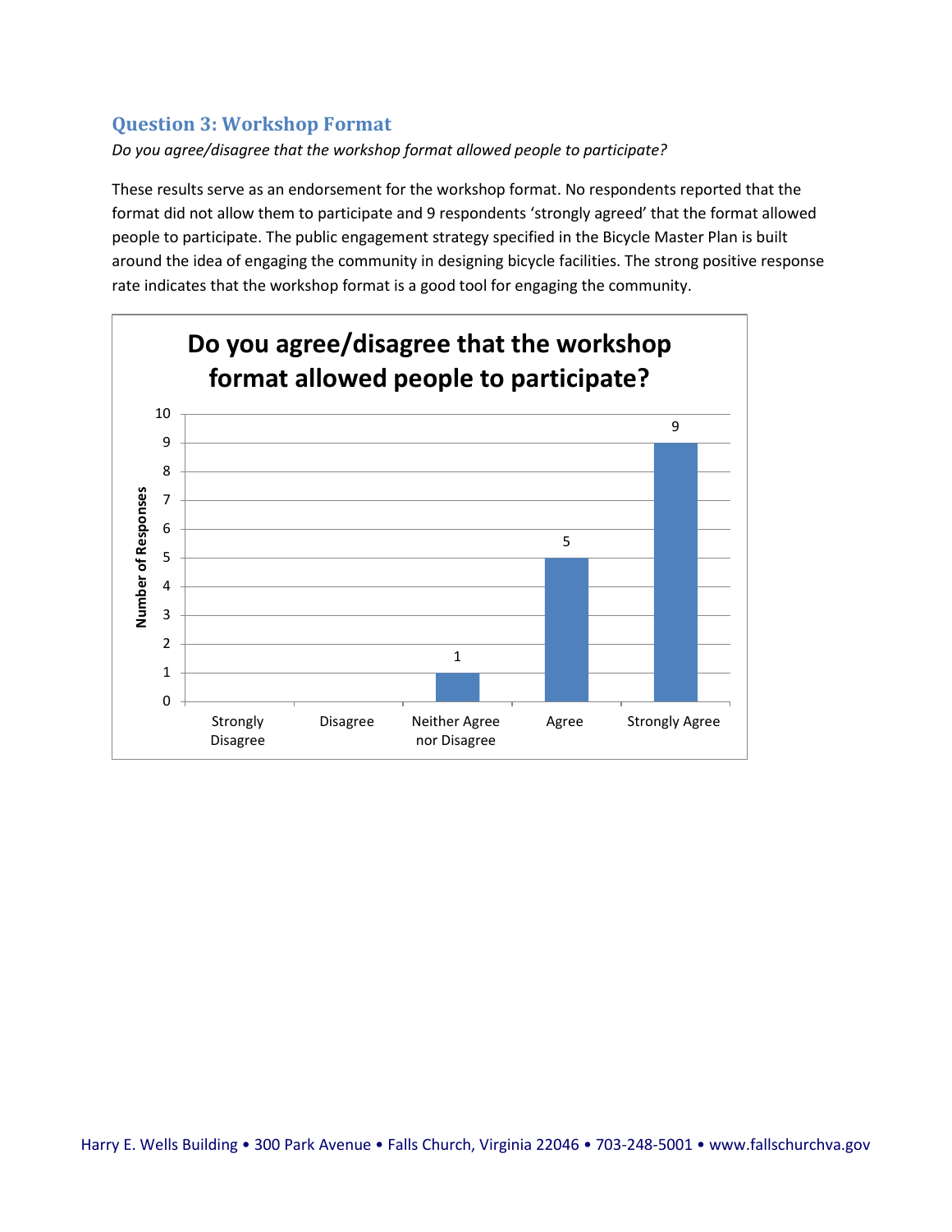## Question 3: Workshop Format

*Do you agree/disagree that the workshop format allowed people to participate?*

These results serve as an endorsement for the workshop format. No respondents reported that the format did not allow them to participate and 9 respondents 'strongly agreed' that the format allowed people to participate. The public engagement strategy specified in the Bicycle Master Plan is built around the idea of engaging the community in designing bicycle facilities. The strong positive response rate indicates that the workshop format is a good tool for engaging the community.

**Do you agree/disagree that the workshop format allowed people to participate?**

| Response | Number of Responses |
| --- | --- |
| Strongly Disagree | 0 |
| Disagree | 0 |
| Neither Agree nor Disagree | 1 |
| Agree | 5 |
| Strongly Agree | 9 |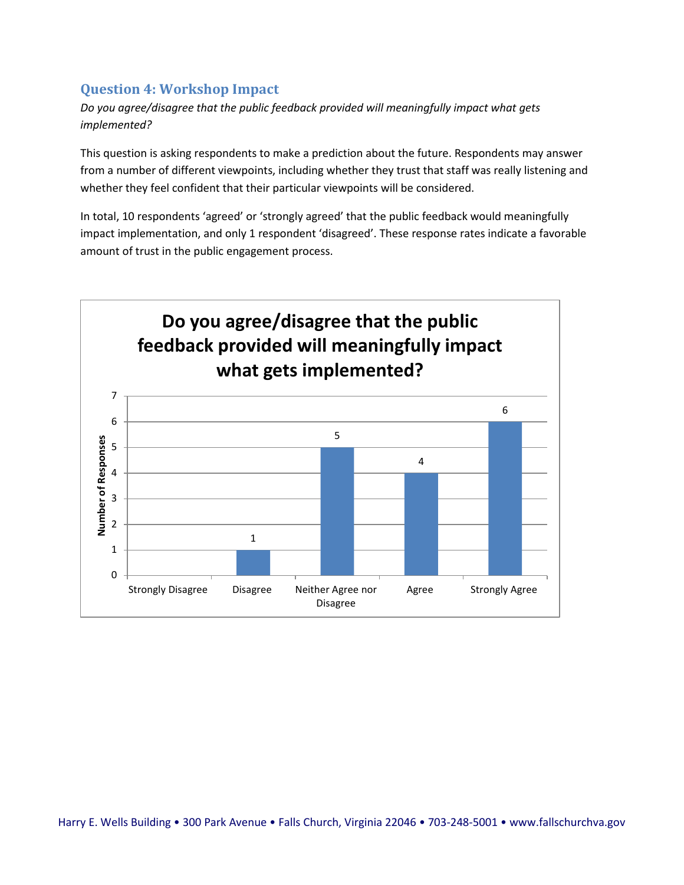### Question 4: Workshop Impact

*Do you agree/disagree that the public feedback provided will meaningfully impact what gets implemented?*

This question is asking respondents to make a prediction about the future. Respondents may answer from a number of different viewpoints, including whether they trust that staff was really listening and whether they feel confident that their particular viewpoints will be considered.

In total, 10 respondents 'agreed' or 'strongly agreed' that the public feedback would meaningfully impact implementation, and only 1 respondent 'disagreed'. These response rates indicate a favorable amount of trust in the public engagement process.

**Do you agree/disagree that the public feedback provided will meaningfully impact what gets implemented?**

| Response | Number of Responses |
|---|---|
| Strongly Disagree | |
| Disagree | 1 |
| Neither Agree nor Disagree | 5 |
| Agree | 4 |
| Strongly Agree | 6 |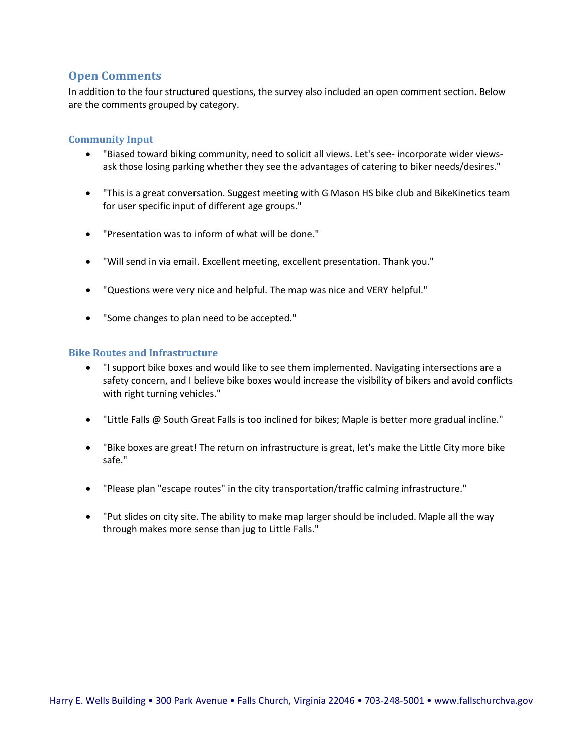## Open Comments

In addition to the four structured questions, the survey also included an open comment section. Below are the comments grouped by category.

### Community Input

- "Biased toward biking community, need to solicit all views. Let's see- incorporate wider views- ask those losing parking whether they see the advantages of catering to biker needs/desires."
- "This is a great conversation. Suggest meeting with G Mason HS bike club and BikeKinetics team for user specific input of different age groups."
- "Presentation was to inform of what will be done."
- "Will send in via email. Excellent meeting, excellent presentation. Thank you."
- "Questions were very nice and helpful. The map was nice and VERY helpful."
- "Some changes to plan need to be accepted."

### Bike Routes and Infrastructure

- "I support bike boxes and would like to see them implemented. Navigating intersections are a safety concern, and I believe bike boxes would increase the visibility of bikers and avoid conflicts with right turning vehicles."
- "Little Falls @ South Great Falls is too inclined for bikes; Maple is better more gradual incline."
- "Bike boxes are great! The return on infrastructure is great, let's make the Little City more bike safe."
- "Please plan "escape routes" in the city transportation/traffic calming infrastructure."
- "Put slides on city site. The ability to make map larger should be included. Maple all the way through makes more sense than jug to Little Falls."